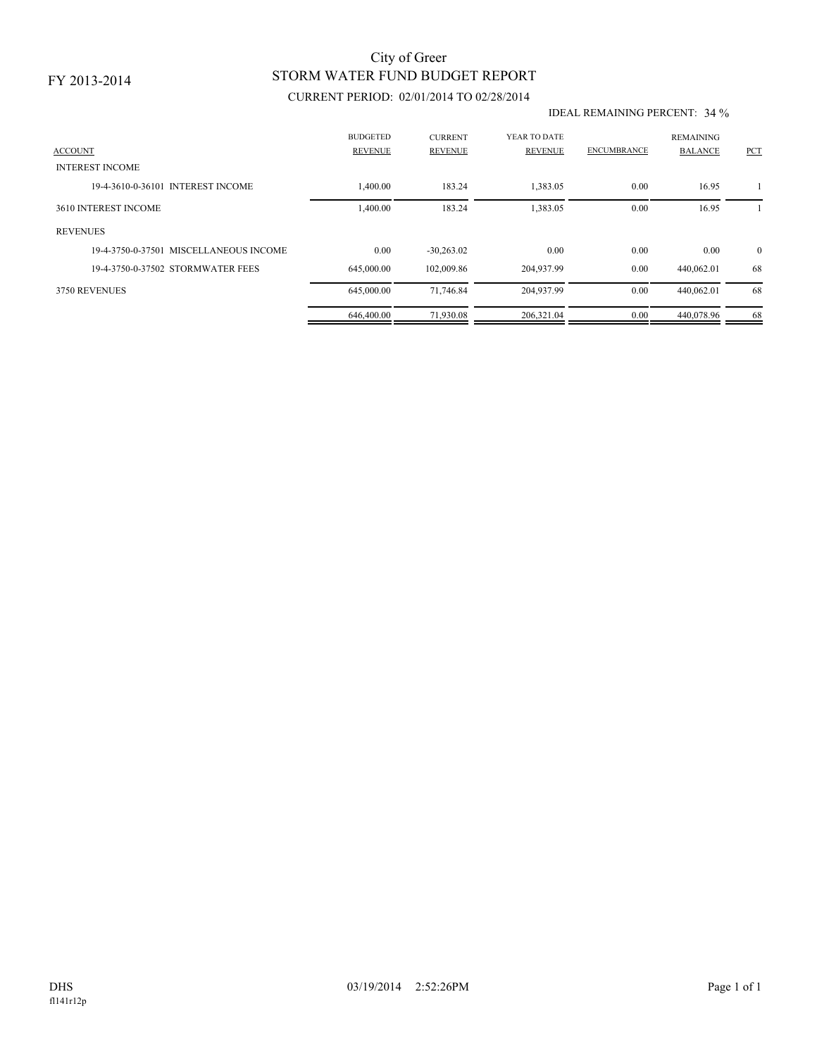FY 2013-2014

# City of Greer
## STORM WATER FUND BUDGET REPORT
### CURRENT PERIOD: 02/01/2014 TO 02/28/2014

IDEAL REMAINING PERCENT: 34 %

| ACCOUNT | BUDGETED REVENUE | CURRENT REVENUE | YEAR TO DATE REVENUE | ENCUMBRANCE | REMAINING BALANCE | PCT |
|---|---|---|---|---|---|---|
| INTEREST INCOME | | | | | | |
| 19-4-3610-0-36101 INTEREST INCOME | 1,400.00 | 183.24 | 1,383.05 | 0.00 | 16.95 | 1 |
| 3610 INTEREST INCOME | 1,400.00 | 183.24 | 1,383.05 | 0.00 | 16.95 | 1 |
| REVENUES | | | | | | |
| 19-4-3750-0-37501 MISCELLANEOUS INCOME | 0.00 | -30,263.02 | 0.00 | 0.00 | 0.00 | 0 |
| 19-4-3750-0-37502 STORMWATER FEES | 645,000.00 | 102,009.86 | 204,937.99 | 0.00 | 440,062.01 | 68 |
| 3750 REVENUES | 645,000.00 | 71,746.84 | 204,937.99 | 0.00 | 440,062.01 | 68 |
| | 646,400.00 | 71,930.08 | 206,321.04 | 0.00 | 440,078.96 | 68 |

DHS
fl141r12p

03/19/2014 2:52:26PM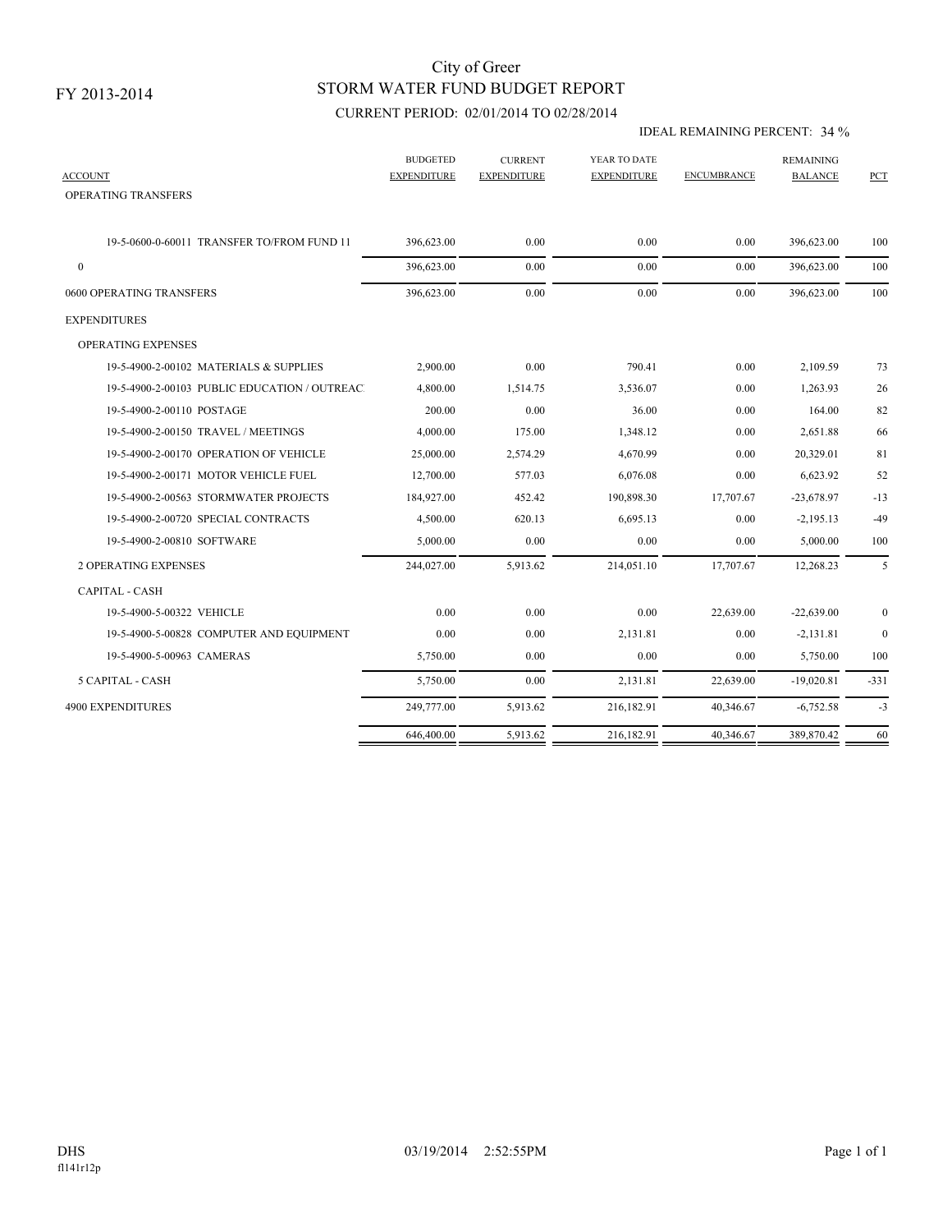FY 2013-2014

# City of Greer
## STORM WATER FUND BUDGET REPORT
### CURRENT PERIOD: 02/01/2014 TO 02/28/2014

IDEAL REMAINING PERCENT: 34 %

| ACCOUNT | BUDGETED EXPENDITURE | CURRENT EXPENDITURE | YEAR TO DATE EXPENDITURE | ENCUMBRANCE | REMAINING BALANCE | PCT |
|---|---|---|---|---|---|---|
| OPERATING TRANSFERS | | | | | | |
| 19-5-0600-0-60011 TRANSFER TO/FROM FUND 11 | 396,623.00 | 0.00 | 0.00 | 0.00 | 396,623.00 | 100 |
| 0 | 396,623.00 | 0.00 | 0.00 | 0.00 | 396,623.00 | 100 |
| 0600 OPERATING TRANSFERS | 396,623.00 | 0.00 | 0.00 | 0.00 | 396,623.00 | 100 |
| EXPENDITURES | | | | | | |
| OPERATING EXPENSES | | | | | | |
| 19-5-4900-2-00102 MATERIALS & SUPPLIES | 2,900.00 | 0.00 | 790.41 | 0.00 | 2,109.59 | 73 |
| 19-5-4900-2-00103 PUBLIC EDUCATION / OUTREAC | 4,800.00 | 1,514.75 | 3,536.07 | 0.00 | 1,263.93 | 26 |
| 19-5-4900-2-00110 POSTAGE | 200.00 | 0.00 | 36.00 | 0.00 | 164.00 | 82 |
| 19-5-4900-2-00150 TRAVEL / MEETINGS | 4,000.00 | 175.00 | 1,348.12 | 0.00 | 2,651.88 | 66 |
| 19-5-4900-2-00170 OPERATION OF VEHICLE | 25,000.00 | 2,574.29 | 4,670.99 | 0.00 | 20,329.01 | 81 |
| 19-5-4900-2-00171 MOTOR VEHICLE FUEL | 12,700.00 | 577.03 | 6,076.08 | 0.00 | 6,623.92 | 52 |
| 19-5-4900-2-00563 STORMWATER PROJECTS | 184,927.00 | 452.42 | 190,898.30 | 17,707.67 | -23,678.97 | -13 |
| 19-5-4900-2-00720 SPECIAL CONTRACTS | 4,500.00 | 620.13 | 6,695.13 | 0.00 | -2,195.13 | -49 |
| 19-5-4900-2-00810 SOFTWARE | 5,000.00 | 0.00 | 0.00 | 0.00 | 5,000.00 | 100 |
| 2 OPERATING EXPENSES | 244,027.00 | 5,913.62 | 214,051.10 | 17,707.67 | 12,268.23 | 5 |
| CAPITAL - CASH | | | | | | |
| 19-5-4900-5-00322 VEHICLE | 0.00 | 0.00 | 0.00 | 22,639.00 | -22,639.00 | 0 |
| 19-5-4900-5-00828 COMPUTER AND EQUIPMENT | 0.00 | 0.00 | 2,131.81 | 0.00 | -2,131.81 | 0 |
| 19-5-4900-5-00963 CAMERAS | 5,750.00 | 0.00 | 0.00 | 0.00 | 5,750.00 | 100 |
| 5 CAPITAL - CASH | 5,750.00 | 0.00 | 2,131.81 | 22,639.00 | -19,020.81 | -331 |
| 4900 EXPENDITURES | 249,777.00 | 5,913.62 | 216,182.91 | 40,346.67 | -6,752.58 | -3 |
| | 646,400.00 | 5,913.62 | 216,182.91 | 40,346.67 | 389,870.42 | 60 |

DHS 03/19/2014 2:52:55PM

fl141r12p